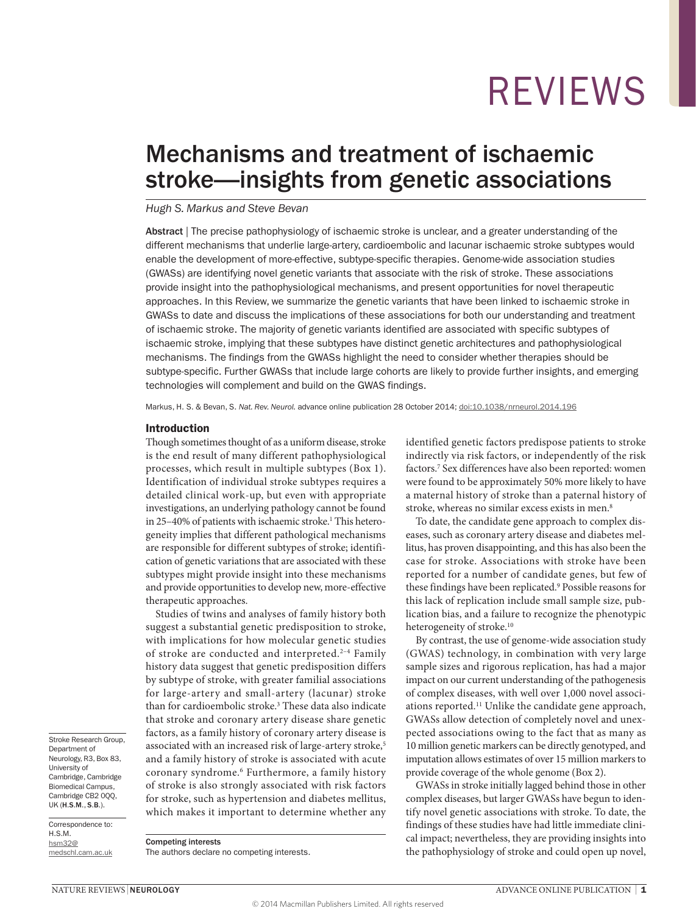REVIEWS

# Mechanisms and treatment of ischaemic stroke—insights from genetic associations

*Hugh S. Markus and Steve Bevan*

**Abstract** | The precise pathophysiology of ischaemic stroke is unclear, and a greater understanding of the different mechanisms that underlie large-artery, cardioembolic and lacunar ischaemic stroke subtypes would enable the development of more-effective, subtype-specific therapies. Genome-wide association studies (GWASs) are identifying novel genetic variants that associate with the risk of stroke. These associations provide insight into the pathophysiological mechanisms, and present opportunities for novel therapeutic approaches. In this Review, we summarize the genetic variants that have been linked to ischaemic stroke in GWASs to date and discuss the implications of these associations for both our understanding and treatment of ischaemic stroke. The majority of genetic variants identified are associated with specific subtypes of ischaemic stroke, implying that these subtypes have distinct genetic architectures and pathophysiological mechanisms. The findings from the GWASs highlight the need to consider whether therapies should be subtype-specific. Further GWASs that include large cohorts are likely to provide further insights, and emerging technologies will complement and build on the GWAS findings.

Markus, H. S. & Bevan, S. *Nat. Rev. Neurol.* advance online publication 28 October 2014; doi:10.1038/nrneurol.2014.196

## Introduction

Though sometimes thought of as a uniform disease, stroke is the end result of many different pathophysiological processes, which result in multiple subtypes (Box 1). Identification of individual stroke subtypes requires a detailed clinical work-up, but even with appropriate investigations, an underlying pathology cannot be found in 25–40% of patients with ischaemic stroke.[1] This heterogeneity implies that different pathological mechanisms are responsible for different subtypes of stroke; identification of genetic variations that are associated with these subtypes might provide insight into these mechanisms and provide opportunities to develop new, more-effective therapeutic approaches.

Studies of twins and analyses of family history both suggest a substantial genetic predisposition to stroke, with implications for how molecular genetic studies of stroke are conducted and interpreted.[2–4] Family history data suggest that genetic predisposition differs by subtype of stroke, with greater familial associations for large-artery and small-artery (lacunar) stroke than for cardioembolic stroke.[3] These data also indicate that stroke and coronary artery disease share genetic factors, as a family history of coronary artery disease is associated with an increased risk of large-artery stroke,[5] and a family history of stroke is associated with acute coronary syndrome.[6] Furthermore, a family history of stroke is also strongly associated with risk factors for stroke, such as hypertension and diabetes mellitus, which makes it important to determine whether any identified genetic factors predispose patients to stroke indirectly via risk factors, or independently of the risk factors.[7] Sex differences have also been reported: women were found to be approximately 50% more likely to have a maternal history of stroke than a paternal history of stroke, whereas no similar excess exists in men.[8]

To date, the candidate gene approach to complex diseases, such as coronary artery disease and diabetes mellitus, has proven disappointing, and this has also been the case for stroke. Associations with stroke have been reported for a number of candidate genes, but few of these findings have been replicated.[9] Possible reasons for this lack of replication include small sample size, publication bias, and a failure to recognize the phenotypic heterogeneity of stroke.[10]

By contrast, the use of genome-wide association study (GWAS) technology, in combination with very large sample sizes and rigorous replication, has had a major impact on our current understanding of the pathogenesis of complex diseases, with well over 1,000 novel associations reported.[11] Unlike the candidate gene approach, GWASs allow detection of completely novel and unexpected associations owing to the fact that as many as 10 million genetic markers can be directly genotyped, and imputation allows estimates of over 15 million markers to provide coverage of the whole genome (Box 2).

GWASs in stroke initially lagged behind those in other complex diseases, but larger GWASs have begun to identify novel genetic associations with stroke. To date, the findings of these studies have had little immediate clinical impact; nevertheless, they are providing insights into the pathophysiology of stroke and could open up novel,

Stroke Research Group, Department of Neurology, R3, Box 83, University of Cambridge, Cambridge Biomedical Campus, Cambridge CB2 0QQ, UK (H.S.M., S.B.).

Correspondence to: H.S.M. hsm32@medschl.cam.ac.uk

**Competing interests**
The authors declare no competing interests.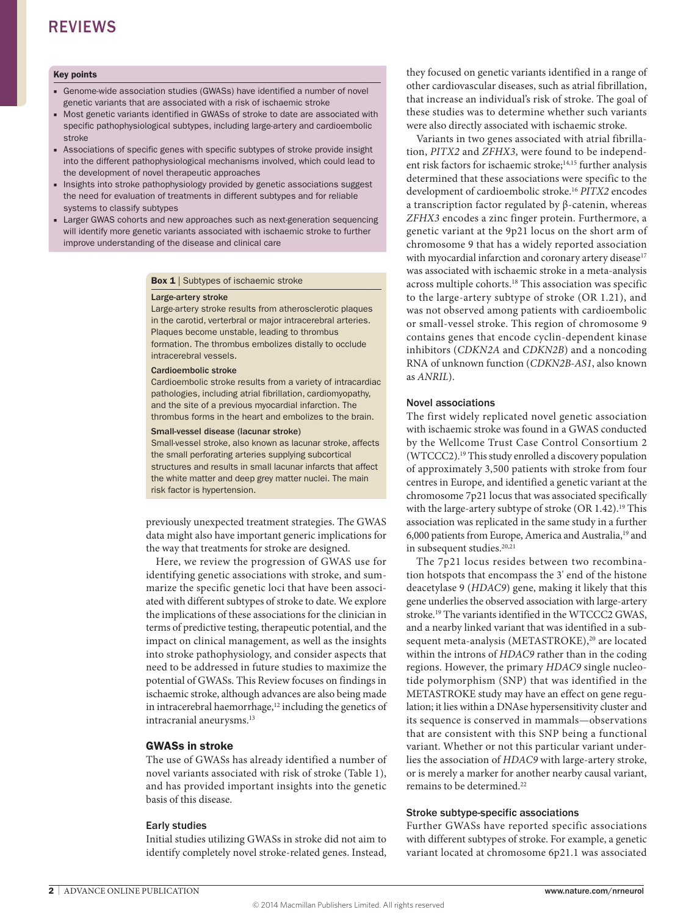### Key points

- Genome-wide association studies (GWASs) have identified a number of novel genetic variants that are associated with a risk of ischaemic stroke
- Most genetic variants identified in GWASs of stroke to date are associated with specific pathophysiological subtypes, including large-artery and cardioembolic stroke
- Associations of specific genes with specific subtypes of stroke provide insight into the different pathophysiological mechanisms involved, which could lead to the development of novel therapeutic approaches
- Insights into stroke pathophysiology provided by genetic associations suggest the need for evaluation of treatments in different subtypes and for reliable systems to classify subtypes
- Larger GWAS cohorts and new approaches such as next-generation sequencing will identify more genetic variants associated with ischaemic stroke to further improve understanding of the disease and clinical care

**Box 1** | Subtypes of ischaemic stroke

**Large-artery stroke**
Large-artery stroke results from atherosclerotic plaques in the carotid, vertebral or major intracerebral arteries. Plaques become unstable, leading to thrombus formation. The thrombus embolizes distally to occlude intracerebral vessels.

**Cardioembolic stroke**
Cardioembolic stroke results from a variety of intracardiac pathologies, including atrial fibrillation, cardiomyopathy, and the site of a previous myocardial infarction. The thrombus forms in the heart and embolizes to the brain.

**Small-vessel disease (lacunar stroke)**
Small-vessel stroke, also known as lacunar stroke, affects the small perforating arteries supplying subcortical structures and results in small lacunar infarcts that affect the white matter and deep grey matter nuclei. The main risk factor is hypertension.

previously unexpected treatment strategies. The GWAS data might also have important generic implications for the way that treatments for stroke are designed.

Here, we review the progression of GWAS use for identifying genetic associations with stroke, and summarize the specific genetic loci that have been associated with different subtypes of stroke to date. We explore the implications of these associations for the clinician in terms of predictive testing, therapeutic potential, and the impact on clinical management, as well as the insights into stroke pathophysiology, and consider aspects that need to be addressed in future studies to maximize the potential of GWASs. This Review focuses on findings in ischaemic stroke, although advances are also being made in intracerebral haemorrhage,[12] including the genetics of intracranial aneurysms.[13]

## GWASs in stroke

The use of GWASs has already identified a number of novel variants associated with risk of stroke (Table 1), and has provided important insights into the genetic basis of this disease.

### Early studies

Initial studies utilizing GWASs in stroke did not aim to identify completely novel stroke-related genes. Instead, they focused on genetic variants identified in a range of other cardiovascular diseases, such as atrial fibrillation, that increase an individual's risk of stroke. The goal of these studies was to determine whether such variants were also directly associated with ischaemic stroke.

Variants in two genes associated with atrial fibrillation, *PITX2* and *ZFHX3*, were found to be independent risk factors for ischaemic stroke;[14,15] further analysis determined that these associations were specific to the development of cardioembolic stroke.[16] *PITX2* encodes a transcription factor regulated by β-catenin, whereas *ZFHX3* encodes a zinc finger protein. Furthermore, a genetic variant at the 9p21 locus on the short arm of chromosome 9 that has a widely reported association with myocardial infarction and coronary artery disease[17] was associated with ischaemic stroke in a meta-analysis across multiple cohorts.[18] This association was specific to the large-artery subtype of stroke (OR 1.21), and was not observed among patients with cardioembolic or small-vessel stroke. This region of chromosome 9 contains genes that encode cyclin-dependent kinase inhibitors (*CDKN2A* and *CDKN2B*) and a noncoding RNA of unknown function (*CDKN2B-AS1*, also known as *ANRIL*).

### Novel associations

The first widely replicated novel genetic association with ischaemic stroke was found in a GWAS conducted by the Wellcome Trust Case Control Consortium 2 (WTCCC2).[19] This study enrolled a discovery population of approximately 3,500 patients with stroke from four centres in Europe, and identified a genetic variant at the chromosome 7p21 locus that was associated specifically with the large-artery subtype of stroke (OR 1.42).[19] This association was replicated in the same study in a further 6,000 patients from Europe, America and Australia,[19] and in subsequent studies.[20,21]

The 7p21 locus resides between two recombination hotspots that encompass the 3′ end of the histone deacetylase 9 (*HDAC9*) gene, making it likely that this gene underlies the observed association with large-artery stroke.[19] The variants identified in the WTCCC2 GWAS, and a nearby linked variant that was identified in a subsequent meta-analysis (METASTROKE),[20] are located within the introns of *HDAC9* rather than in the coding regions. However, the primary *HDAC9* single nucleotide polymorphism (SNP) that was identified in the METASTROKE study may have an effect on gene regulation; it lies within a DNAse hypersensitivity cluster and its sequence is conserved in mammals—observations that are consistent with this SNP being a functional variant. Whether or not this particular variant underlies the association of *HDAC9* with large-artery stroke, or is merely a marker for another nearby causal variant, remains to be determined.[22]

### Stroke subtype-specific associations

Further GWASs have reported specific associations with different subtypes of stroke. For example, a genetic variant located at chromosome 6p21.1 was associated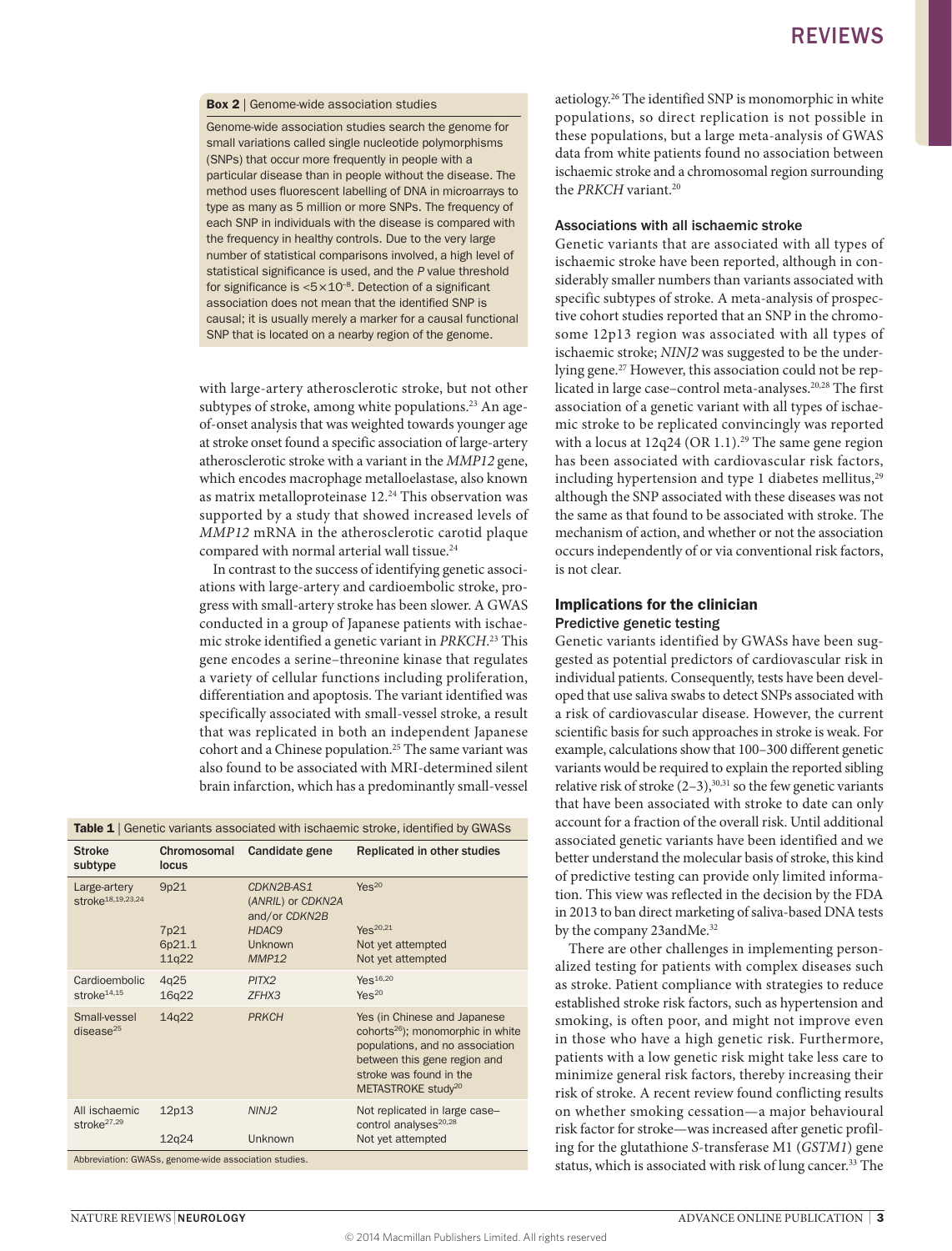**Box 2** | Genome-wide association studies

Genome-wide association studies search the genome for small variations called single nucleotide polymorphisms (SNPs) that occur more frequently in people with a particular disease than in people without the disease. The method uses fluorescent labelling of DNA in microarrays to type as many as 5 million or more SNPs. The frequency of each SNP in individuals with the disease is compared with the frequency in healthy controls. Due to the very large number of statistical comparisons involved, a high level of statistical significance is used, and the *P* value threshold for significance is $<5\times10^{-8}$. Detection of a significant association does not mean that the identified SNP is causal; it is usually merely a marker for a causal functional SNP that is located on a nearby region of the genome.

with large-artery atherosclerotic stroke, but not other subtypes of stroke, among white populations.[23] An age-of-onset analysis that was weighted towards younger age at stroke onset found a specific association of large-artery atherosclerotic stroke with a variant in the *MMP12* gene, which encodes macrophage metalloelastase, also known as matrix metalloproteinase 12.[24] This observation was supported by a study that showed increased levels of *MMP12* mRNA in the atherosclerotic carotid plaque compared with normal arterial wall tissue.[24]

In contrast to the success of identifying genetic associations with large-artery and cardioembolic stroke, progress with small-artery stroke has been slower. A GWAS conducted in a group of Japanese patients with ischaemic stroke identified a genetic variant in *PRKCH*.[23] This gene encodes a serine–threonine kinase that regulates a variety of cellular functions including proliferation, differentiation and apoptosis. The variant identified was specifically associated with small-vessel stroke, a result that was replicated in both an independent Japanese cohort and a Chinese population.[25] The same variant was also found to be associated with MRI-determined silent brain infarction, which has a predominantly small-vessel aetiology.[26] The identified SNP is monomorphic in white populations, so direct replication is not possible in these populations, but a large meta-analysis of GWAS data from white patients found no association between ischaemic stroke and a chromosomal region surrounding the *PRKCH* variant.[20]

**Table 1** | Genetic variants associated with ischaemic stroke, identified by GWASs

| Stroke subtype | Chromosomal locus | Candidate gene | Replicated in other studies |
|---|---|---|---|
| Large-artery stroke[18,19,23,24] | 9p21 | *CDKN2B-AS1* (*ANRIL*) or *CDKN2A* and/or *CDKN2B* | Yes[20] |
| | 7p21 | *HDAC9* | Yes[20,21] |
| | 6p21.1 | Unknown | Not yet attempted |
| | 11q22 | *MMP12* | Not yet attempted |
| Cardioembolic stroke[14,15] | 4q25 | *PITX2* | Yes[16,20] |
| | 16q22 | *ZFHX3* | Yes[20] |
| Small-vessel disease[25] | 14q22 | *PRKCH* | Yes (in Chinese and Japanese cohorts[26]); monomorphic in white populations, and no association between this gene region and stroke was found in the METASTROKE study[20] |
| All ischaemic stroke[27,29] | 12p13 | *NINJ2* | Not replicated in large case–control analyses[20,28] |
| | 12q24 | Unknown | Not yet attempted |

Abbreviation: GWASs, genome-wide association studies.

### Associations with all ischaemic stroke

Genetic variants that are associated with all types of ischaemic stroke have been reported, although in considerably smaller numbers than variants associated with specific subtypes of stroke. A meta-analysis of prospective cohort studies reported that an SNP in the chromosome 12p13 region was associated with all types of ischaemic stroke; *NINJ2* was suggested to be the underlying gene.[27] However, this association could not be replicated in large case–control meta-analyses.[20,28] The first association of a genetic variant with all types of ischaemic stroke to be replicated convincingly was reported with a locus at 12q24 (OR 1.1).[29] The same gene region has been associated with cardiovascular risk factors, including hypertension and type 1 diabetes mellitus,[29] although the SNP associated with these diseases was not the same as that found to be associated with stroke. The mechanism of action, and whether or not the association occurs independently of or via conventional risk factors, is not clear.

## Implications for the clinician

### Predictive genetic testing

Genetic variants identified by GWASs have been suggested as potential predictors of cardiovascular risk in individual patients. Consequently, tests have been developed that use saliva swabs to detect SNPs associated with a risk of cardiovascular disease. However, the current scientific basis for such approaches in stroke is weak. For example, calculations show that 100–300 different genetic variants would be required to explain the reported sibling relative risk of stroke (2–3),[30,31] so the few genetic variants that have been associated with stroke to date can only account for a fraction of the overall risk. Until additional associated genetic variants have been identified and we better understand the molecular basis of stroke, this kind of predictive testing can provide only limited information. This view was reflected in the decision by the FDA in 2013 to ban direct marketing of saliva-based DNA tests by the company 23andMe.[32]

There are other challenges in implementing personalized testing for patients with complex diseases such as stroke. Patient compliance with strategies to reduce established stroke risk factors, such as hypertension and smoking, is often poor, and might not improve even in those who have a high genetic risk. Furthermore, patients with a low genetic risk might take less care to minimize general risk factors, thereby increasing their risk of stroke. A recent review found conflicting results on whether smoking cessation—a major behavioural risk factor for stroke—was increased after genetic profiling for the glutathione *S*-transferase M1 (*GSTM1*) gene status, which is associated with risk of lung cancer.[33] The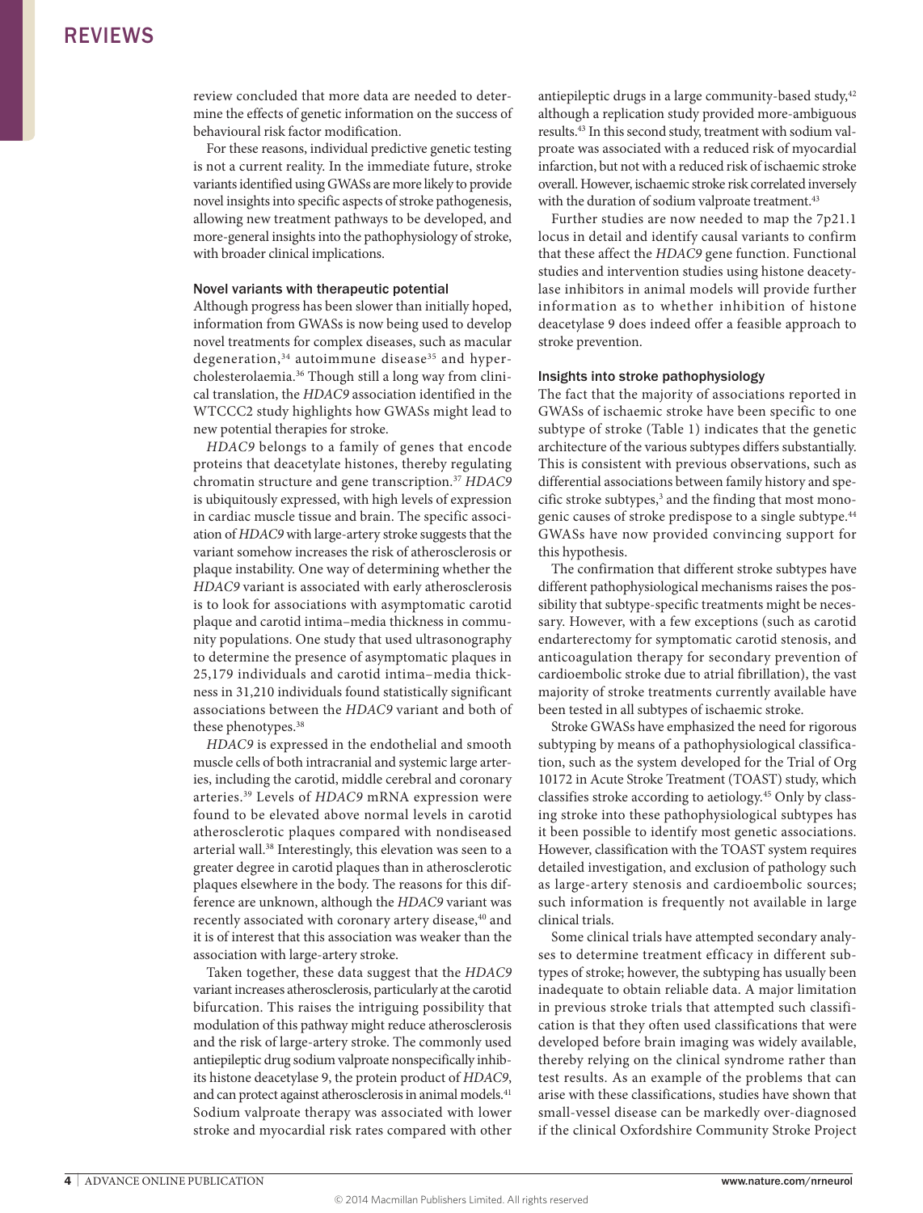review concluded that more data are needed to determine the effects of genetic information on the success of behavioural risk factor modification.

For these reasons, individual predictive genetic testing is not a current reality. In the immediate future, stroke variants identified using GWASs are more likely to provide novel insights into specific aspects of stroke pathogenesis, allowing new treatment pathways to be developed, and more-general insights into the pathophysiology of stroke, with broader clinical implications.

### Novel variants with therapeutic potential

Although progress has been slower than initially hoped, information from GWASs is now being used to develop novel treatments for complex diseases, such as macular degeneration,[34] autoimmune disease[35] and hypercholesterolaemia.[36] Though still a long way from clinical translation, the *HDAC9* association identified in the WTCCC2 study highlights how GWASs might lead to new potential therapies for stroke.

*HDAC9* belongs to a family of genes that encode proteins that deacetylate histones, thereby regulating chromatin structure and gene transcription.[37] *HDAC9* is ubiquitously expressed, with high levels of expression in cardiac muscle tissue and brain. The specific association of *HDAC9* with large-artery stroke suggests that the variant somehow increases the risk of atherosclerosis or plaque instability. One way of determining whether the *HDAC9* variant is associated with early atherosclerosis is to look for associations with asymptomatic carotid plaque and carotid intima–media thickness in community populations. One study that used ultrasonography to determine the presence of asymptomatic plaques in 25,179 individuals and carotid intima–media thickness in 31,210 individuals found statistically significant associations between the *HDAC9* variant and both of these phenotypes.[38]

*HDAC9* is expressed in the endothelial and smooth muscle cells of both intracranial and systemic large arteries, including the carotid, middle cerebral and coronary arteries.[39] Levels of *HDAC9* mRNA expression were found to be elevated above normal levels in carotid atherosclerotic plaques compared with nondiseased arterial wall.[38] Interestingly, this elevation was seen to a greater degree in carotid plaques than in atherosclerotic plaques elsewhere in the body. The reasons for this difference are unknown, although the *HDAC9* variant was recently associated with coronary artery disease,[40] and it is of interest that this association was weaker than the association with large-artery stroke.

Taken together, these data suggest that the *HDAC9* variant increases atherosclerosis, particularly at the carotid bifurcation. This raises the intriguing possibility that modulation of this pathway might reduce atherosclerosis and the risk of large-artery stroke. The commonly used antiepileptic drug sodium valproate nonspecifically inhibits histone deacetylase 9, the protein product of *HDAC9*, and can protect against atherosclerosis in animal models.[41] Sodium valproate therapy was associated with lower stroke and myocardial risk rates compared with other antiepileptic drugs in a large community-based study,[42] although a replication study provided more-ambiguous results.[43] In this second study, treatment with sodium valproate was associated with a reduced risk of myocardial infarction, but not with a reduced risk of ischaemic stroke overall. However, ischaemic stroke risk correlated inversely with the duration of sodium valproate treatment.[43]

Further studies are now needed to map the 7p21.1 locus in detail and identify causal variants to confirm that these affect the *HDAC9* gene function. Functional studies and intervention studies using histone deacetylase inhibitors in animal models will provide further information as to whether inhibition of histone deacetylase 9 does indeed offer a feasible approach to stroke prevention.

### Insights into stroke pathophysiology

The fact that the majority of associations reported in GWASs of ischaemic stroke have been specific to one subtype of stroke (Table 1) indicates that the genetic architecture of the various subtypes differs substantially. This is consistent with previous observations, such as differential associations between family history and specific stroke subtypes,[3] and the finding that most monogenic causes of stroke predispose to a single subtype.[44] GWASs have now provided convincing support for this hypothesis.

The confirmation that different stroke subtypes have different pathophysiological mechanisms raises the possibility that subtype-specific treatments might be necessary. However, with a few exceptions (such as carotid endarterectomy for symptomatic carotid stenosis, and anticoagulation therapy for secondary prevention of cardioembolic stroke due to atrial fibrillation), the vast majority of stroke treatments currently available have been tested in all subtypes of ischaemic stroke.

Stroke GWASs have emphasized the need for rigorous subtyping by means of a pathophysiological classification, such as the system developed for the Trial of Org 10172 in Acute Stroke Treatment (TOAST) study, which classifies stroke according to aetiology.[45] Only by classing stroke into these pathophysiological subtypes has it been possible to identify most genetic associations. However, classification with the TOAST system requires detailed investigation, and exclusion of pathology such as large-artery stenosis and cardioembolic sources; such information is frequently not available in large clinical trials.

Some clinical trials have attempted secondary analyses to determine treatment efficacy in different subtypes of stroke; however, the subtyping has usually been inadequate to obtain reliable data. A major limitation in previous stroke trials that attempted such classification is that they often used classifications that were developed before brain imaging was widely available, thereby relying on the clinical syndrome rather than test results. As an example of the problems that can arise with these classifications, studies have shown that small-vessel disease can be markedly over-diagnosed if the clinical Oxfordshire Community Stroke Project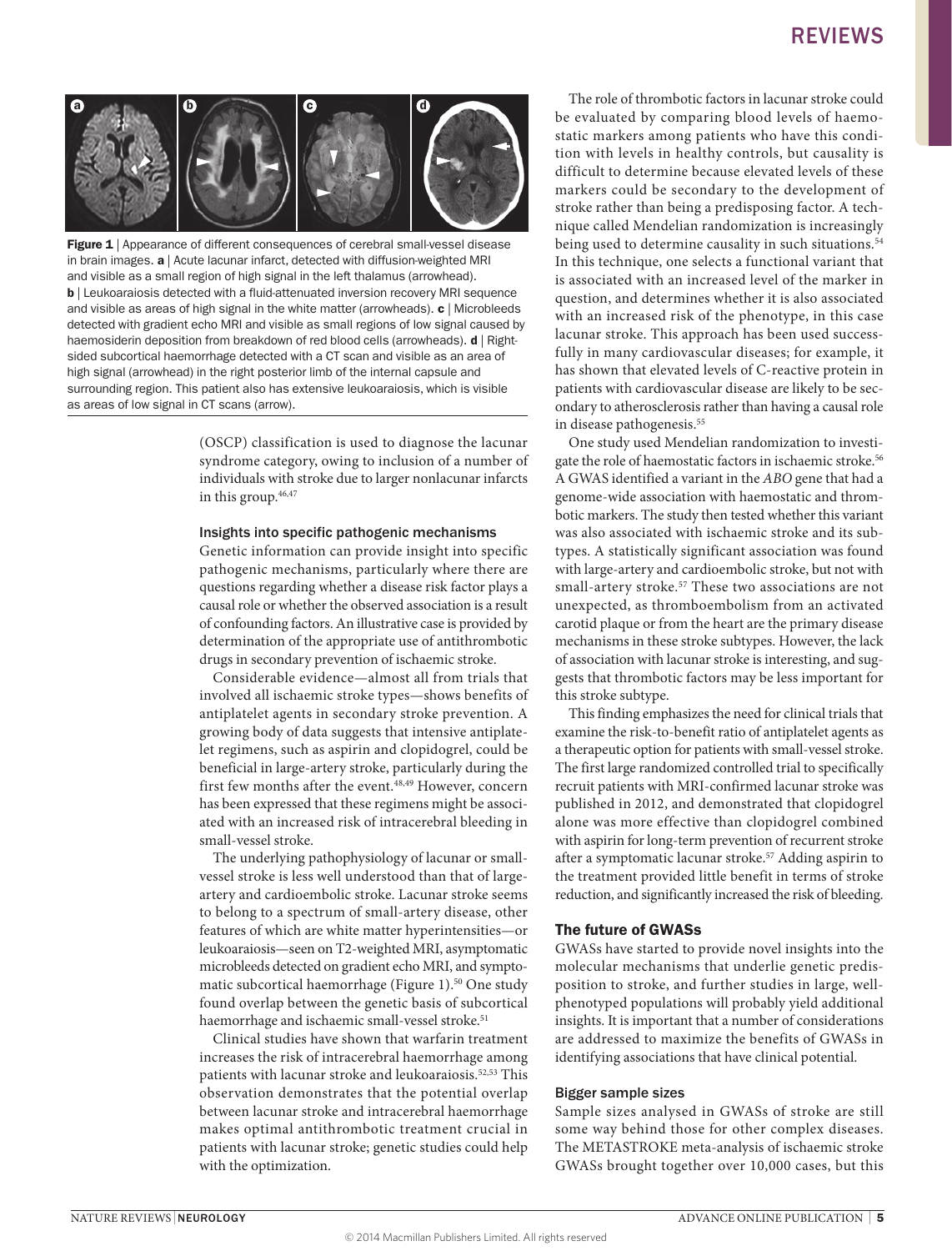Figure 1 | Appearance of different consequences of cerebral small-vessel disease in brain images. **a** | Acute lacunar infarct, detected with diffusion-weighted MRI and visible as a small region of high signal in the left thalamus (arrowhead). **b** | Leukoaraiosis detected with a fluid-attenuated inversion recovery MRI sequence and visible as areas of high signal in the white matter (arrowheads). **c** | Microbleeds detected with gradient echo MRI and visible as small regions of low signal caused by haemosiderin deposition from breakdown of red blood cells (arrowheads). **d** | Right-sided subcortical haemorrhage detected with a CT scan and visible as an area of high signal (arrowhead) in the right posterior limb of the internal capsule and surrounding region. This patient also has extensive leukoaraiosis, which is visible as areas of low signal in CT scans (arrow).

(OSCP) classification is used to diagnose the lacunar syndrome category, owing to inclusion of a number of individuals with stroke due to larger nonlacunar infarcts in this group.[46,47]

### Insights into specific pathogenic mechanisms

Genetic information can provide insight into specific pathogenic mechanisms, particularly where there are questions regarding whether a disease risk factor plays a causal role or whether the observed association is a result of confounding factors. An illustrative case is provided by determination of the appropriate use of antithrombotic drugs in secondary prevention of ischaemic stroke.

Considerable evidence—almost all from trials that involved all ischaemic stroke types—shows benefits of antiplatelet agents in secondary stroke prevention. A growing body of data suggests that intensive antiplatelet regimens, such as aspirin and clopidogrel, could be beneficial in large-artery stroke, particularly during the first few months after the event.[48,49] However, concern has been expressed that these regimens might be associated with an increased risk of intracerebral bleeding in small-vessel stroke.

The underlying pathophysiology of lacunar or small-vessel stroke is less well understood than that of large-artery and cardioembolic stroke. Lacunar stroke seems to belong to a spectrum of small-artery disease, other features of which are white matter hyperintensities—or leukoaraiosis—seen on T2-weighted MRI, asymptomatic microbleeds detected on gradient echo MRI, and symptomatic subcortical haemorrhage (Figure 1).[50] One study found overlap between the genetic basis of subcortical haemorrhage and ischaemic small-vessel stroke.[51]

Clinical studies have shown that warfarin treatment increases the risk of intracerebral haemorrhage among patients with lacunar stroke and leukoaraiosis.[52,53] This observation demonstrates that the potential overlap between lacunar stroke and intracerebral haemorrhage makes optimal antithrombotic treatment crucial in patients with lacunar stroke; genetic studies could help with the optimization.

The role of thrombotic factors in lacunar stroke could be evaluated by comparing blood levels of haemostatic markers among patients who have this condition with levels in healthy controls, but causality is difficult to determine because elevated levels of these markers could be secondary to the development of stroke rather than being a predisposing factor. A technique called Mendelian randomization is increasingly being used to determine causality in such situations.[54] In this technique, one selects a functional variant that is associated with an increased level of the marker in question, and determines whether it is also associated with an increased risk of the phenotype, in this case lacunar stroke. This approach has been used successfully in many cardiovascular diseases; for example, it has shown that elevated levels of C-reactive protein in patients with cardiovascular disease are likely to be secondary to atherosclerosis rather than having a causal role in disease pathogenesis.[55]

One study used Mendelian randomization to investigate the role of haemostatic factors in ischaemic stroke.[56] A GWAS identified a variant in the *ABO* gene that had a genome-wide association with haemostatic and thrombotic markers. The study then tested whether this variant was also associated with ischaemic stroke and its subtypes. A statistically significant association was found with large-artery and cardioembolic stroke, but not with small-artery stroke.[57] These two associations are not unexpected, as thromboembolism from an activated carotid plaque or from the heart are the primary disease mechanisms in these stroke subtypes. However, the lack of association with lacunar stroke is interesting, and suggests that thrombotic factors may be less important for this stroke subtype.

This finding emphasizes the need for clinical trials that examine the risk-to-benefit ratio of antiplatelet agents as a therapeutic option for patients with small-vessel stroke. The first large randomized controlled trial to specifically recruit patients with MRI-confirmed lacunar stroke was published in 2012, and demonstrated that clopidogrel alone was more effective than clopidogrel combined with aspirin for long-term prevention of recurrent stroke after a symptomatic lacunar stroke.[57] Adding aspirin to the treatment provided little benefit in terms of stroke reduction, and significantly increased the risk of bleeding.

## The future of GWASs

GWASs have started to provide novel insights into the molecular mechanisms that underlie genetic predisposition to stroke, and further studies in large, well-phenotyped populations will probably yield additional insights. It is important that a number of considerations are addressed to maximize the benefits of GWASs in identifying associations that have clinical potential.

### Bigger sample sizes

Sample sizes analysed in GWASs of stroke are still some way behind those for other complex diseases. The METASTROKE meta-analysis of ischaemic stroke GWASs brought together over 10,000 cases, but this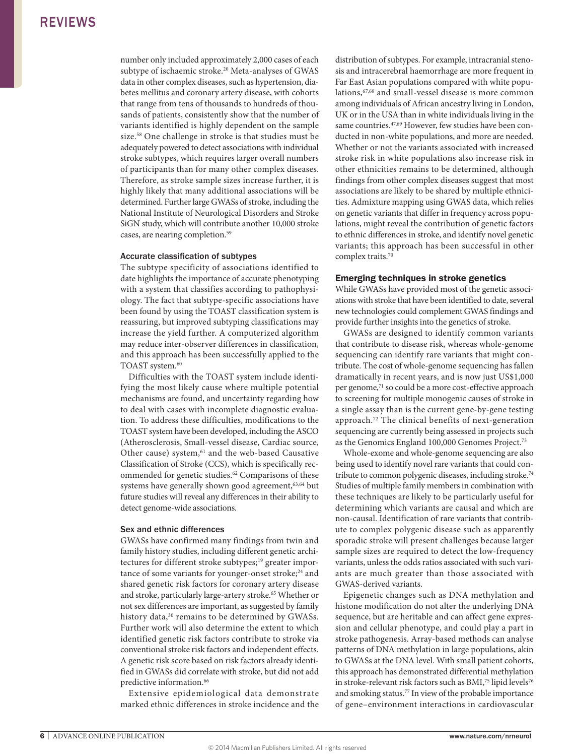number only included approximately 2,000 cases of each subtype of ischaemic stroke.[20] Meta-analyses of GWAS data in other complex diseases, such as hypertension, diabetes mellitus and coronary artery disease, with cohorts that range from tens of thousands to hundreds of thousands of patients, consistently show that the number of variants identified is highly dependent on the sample size.[58] One challenge in stroke is that studies must be adequately powered to detect associations with individual stroke subtypes, which requires larger overall numbers of participants than for many other complex diseases. Therefore, as stroke sample sizes increase further, it is highly likely that many additional associations will be determined. Further large GWASs of stroke, including the National Institute of Neurological Disorders and Stroke SiGN study, which will contribute another 10,000 stroke cases, are nearing completion.[59]

### Accurate classification of subtypes

The subtype specificity of associations identified to date highlights the importance of accurate phenotyping with a system that classifies according to pathophysiology. The fact that subtype-specific associations have been found by using the TOAST classification system is reassuring, but improved subtyping classifications may increase the yield further. A computerized algorithm may reduce inter-observer differences in classification, and this approach has been successfully applied to the TOAST system.[60]

Difficulties with the TOAST system include identifying the most likely cause where multiple potential mechanisms are found, and uncertainty regarding how to deal with cases with incomplete diagnostic evaluation. To address these difficulties, modifications to the TOAST system have been developed, including the ASCO (Atherosclerosis, Small-vessel disease, Cardiac source, Other cause) system,[61] and the web-based Causative Classification of Stroke (CCS), which is specifically recommended for genetic studies.[62] Comparisons of these systems have generally shown good agreement,[63,64] but future studies will reveal any differences in their ability to detect genome-wide associations.

### Sex and ethnic differences

GWASs have confirmed many findings from twin and family history studies, including different genetic architectures for different stroke subtypes;[19] greater importance of some variants for younger-onset stroke;[24] and shared genetic risk factors for coronary artery disease and stroke, particularly large-artery stroke.[65] Whether or not sex differences are important, as suggested by family history data,[30] remains to be determined by GWASs. Further work will also determine the extent to which identified genetic risk factors contribute to stroke via conventional stroke risk factors and independent effects. A genetic risk score based on risk factors already identified in GWASs did correlate with stroke, but did not add predictive information.[66]

Extensive epidemiological data demonstrate marked ethnic differences in stroke incidence and the distribution of subtypes. For example, intracranial stenosis and intracerebral haemorrhage are more frequent in Far East Asian populations compared with white populations,[67,68] and small-vessel disease is more common among individuals of African ancestry living in London, UK or in the USA than in white individuals living in the same countries.[47,69] However, few studies have been conducted in non-white populations, and more are needed. Whether or not the variants associated with increased stroke risk in white populations also increase risk in other ethnicities remains to be determined, although findings from other complex diseases suggest that most associations are likely to be shared by multiple ethnicities. Admixture mapping using GWAS data, which relies on genetic variants that differ in frequency across populations, might reveal the contribution of genetic factors to ethnic differences in stroke, and identify novel genetic variants; this approach has been successful in other complex traits.[70]

## Emerging techniques in stroke genetics

While GWASs have provided most of the genetic associations with stroke that have been identified to date, several new technologies could complement GWAS findings and provide further insights into the genetics of stroke.

GWASs are designed to identify common variants that contribute to disease risk, whereas whole-genome sequencing can identify rare variants that might contribute. The cost of whole-genome sequencing has fallen dramatically in recent years, and is now just US$1,000 per genome,[71] so could be a more cost-effective approach to screening for multiple monogenic causes of stroke in a single assay than is the current gene-by-gene testing approach.[72] The clinical benefits of next-generation sequencing are currently being assessed in projects such as the Genomics England 100,000 Genomes Project.[73]

Whole-exome and whole-genome sequencing are also being used to identify novel rare variants that could contribute to common polygenic diseases, including stroke.[74] Studies of multiple family members in combination with these techniques are likely to be particularly useful for determining which variants are causal and which are non-causal. Identification of rare variants that contribute to complex polygenic disease such as apparently sporadic stroke will present challenges because larger sample sizes are required to detect the low-frequency variants, unless the odds ratios associated with such variants are much greater than those associated with GWAS-derived variants.

Epigenetic changes such as DNA methylation and histone modification do not alter the underlying DNA sequence, but are heritable and can affect gene expression and cellular phenotype, and could play a part in stroke pathogenesis. Array-based methods can analyse patterns of DNA methylation in large populations, akin to GWASs at the DNA level. With small patient cohorts, this approach has demonstrated differential methylation in stroke-relevant risk factors such as BMI,[75] lipid levels[76] and smoking status.[77] In view of the probable importance of gene–environment interactions in cardiovascular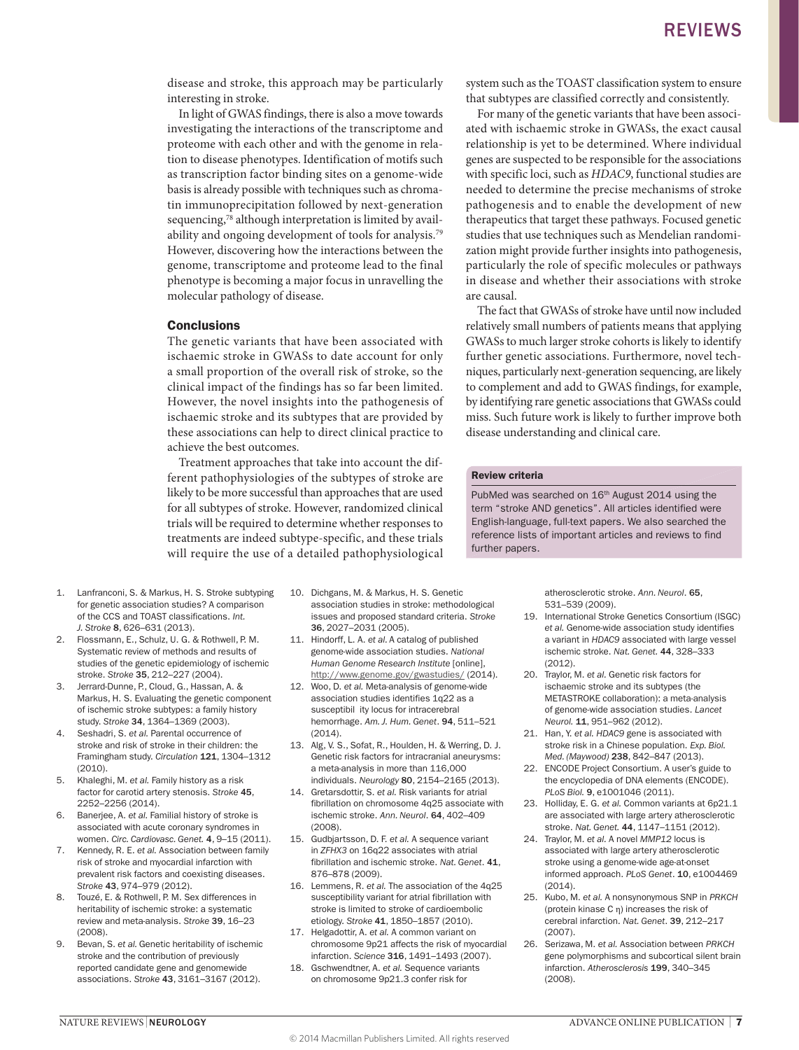disease and stroke, this approach may be particularly interesting in stroke.

In light of GWAS findings, there is also a move towards investigating the interactions of the transcriptome and proteome with each other and with the genome in relation to disease phenotypes. Identification of motifs such as transcription factor binding sites on a genome-wide basis is already possible with techniques such as chromatin immunoprecipitation followed by next-generation sequencing,[78] although interpretation is limited by availability and ongoing development of tools for analysis.[79] However, discovering how the interactions between the genome, transcriptome and proteome lead to the final phenotype is becoming a major focus in unravelling the molecular pathology of disease.

## Conclusions

The genetic variants that have been associated with ischaemic stroke in GWASs to date account for only a small proportion of the overall risk of stroke, so the clinical impact of the findings has so far been limited. However, the novel insights into the pathogenesis of ischaemic stroke and its subtypes that are provided by these associations can help to direct clinical practice to achieve the best outcomes.

Treatment approaches that take into account the different pathophysiologies of the subtypes of stroke are likely to be more successful than approaches that are used for all subtypes of stroke. However, randomized clinical trials will be required to determine whether responses to treatments are indeed subtype-specific, and these trials will require the use of a detailed pathophysiological system such as the TOAST classification system to ensure that subtypes are classified correctly and consistently.

For many of the genetic variants that have been associated with ischaemic stroke in GWASs, the exact causal relationship is yet to be determined. Where individual genes are suspected to be responsible for the associations with specific loci, such as *HDAC9*, functional studies are needed to determine the precise mechanisms of stroke pathogenesis and to enable the development of new therapeutics that target these pathways. Focused genetic studies that use techniques such as Mendelian randomization might provide further insights into pathogenesis, particularly the role of specific molecules or pathways in disease and whether their associations with stroke are causal.

The fact that GWASs of stroke have until now included relatively small numbers of patients means that applying GWASs to much larger stroke cohorts is likely to identify further genetic associations. Furthermore, novel techniques, particularly next-generation sequencing, are likely to complement and add to GWAS findings, for example, by identifying rare genetic associations that GWASs could miss. Such future work is likely to further improve both disease understanding and clinical care.

**Review criteria**

PubMed was searched on 16th August 2014 using the term "stroke AND genetics". All articles identified were English-language, full-text papers. We also searched the reference lists of important articles and reviews to find further papers.

1. Lanfranconi, S. & Markus, H. S. Stroke subtyping for genetic association studies? A comparison of the CCS and TOAST classifications. *Int. J. Stroke* **8**, 626–631 (2013).
2. Flossmann, E., Schulz, U. G. & Rothwell, P. M. Systematic review of methods and results of studies of the genetic epidemiology of ischemic stroke. *Stroke* **35**, 212–227 (2004).
3. Jerrard-Dunne, P., Cloud, G., Hassan, A. & Markus, H. S. Evaluating the genetic component of ischemic stroke subtypes: a family history study. *Stroke* **34**, 1364–1369 (2003).
4. Seshadri, S. *et al.* Parental occurrence of stroke and risk of stroke in their children: the Framingham study. *Circulation* **121**, 1304–1312 (2010).
5. Khaleghi, M. *et al.* Family history as a risk factor for carotid artery stenosis. *Stroke* **45**, 2252–2256 (2014).
6. Banerjee, A. *et al.* Familial history of stroke is associated with acute coronary syndromes in women. *Circ. Cardiovasc. Genet.* **4**, 9–15 (2011).
7. Kennedy, R. E. *et al.* Association between family risk of stroke and myocardial infarction with prevalent risk factors and coexisting diseases. *Stroke* **43**, 974–979 (2012).
8. Touzé, E. & Rothwell, P. M. Sex differences in heritability of ischemic stroke: a systematic review and meta-analysis. *Stroke* **39**, 16–23 (2008).
9. Bevan, S. *et al.* Genetic heritability of ischemic stroke and the contribution of previously reported candidate gene and genomewide associations. *Stroke* **43**, 3161–3167 (2012).
10. Dichgans, M. & Markus, H. S. Genetic association studies in stroke: methodological issues and proposed standard criteria. *Stroke* **36**, 2027–2031 (2005).
11. Hindorff, L. A. *et al.* A catalog of published genome-wide association studies. *National Human Genome Research Institute* [online], http://www.genome.gov/gwastudies/ (2014).
12. Woo, D. *et al.* Meta-analysis of genome-wide association studies identifies 1q22 as a susceptibil ity locus for intracerebral hemorrhage. *Am. J. Hum. Genet*. **94**, 511–521 (2014).
13. Alg, V. S., Sofat, R., Houlden, H. & Werring, D. J. Genetic risk factors for intracranial aneurysms: a meta-analysis in more than 116,000 individuals. *Neurology* **80**, 2154–2165 (2013).
14. Gretarsdottir, S. *et al.* Risk variants for atrial fibrillation on chromosome 4q25 associate with ischemic stroke. *Ann. Neurol*. **64**, 402–409 (2008).
15. Gudbjartsson, D. F. *et al.* A sequence variant in *ZFHX3* on 16q22 associates with atrial fibrillation and ischemic stroke. *Nat. Genet*. **41**, 876–878 (2009).
16. Lemmens, R. *et al.* The association of the 4q25 susceptibility variant for atrial fibrillation with stroke is limited to stroke of cardioembolic etiology. *Stroke* **41**, 1850–1857 (2010).
17. Helgadottir, A. *et al.* A common variant on chromosome 9p21 affects the risk of myocardial infarction. *Science* **316**, 1491–1493 (2007).
18. Gschwendtner, A. *et al.* Sequence variants on chromosome 9p21.3 confer risk for atherosclerotic stroke. *Ann. Neurol*. **65**, 531–539 (2009).
19. International Stroke Genetics Consortium (ISGC) *et al.* Genome-wide association study identifies a variant in *HDAC9* associated with large vessel ischemic stroke. *Nat. Genet.* **44**, 328–333 (2012).
20. Traylor, M. *et al.* Genetic risk factors for ischaemic stroke and its subtypes (the METASTROKE collaboration): a meta-analysis of genome-wide association studies. *Lancet Neurol.* **11**, 951–962 (2012).
21. Han, Y. *et al.* *HDAC9* gene is associated with stroke risk in a Chinese population. *Exp. Biol. Med. (Maywood)* **238**, 842–847 (2013).
22. ENCODE Project Consortium. A user's guide to the encyclopedia of DNA elements (ENCODE). *PLoS Biol.* **9**, e1001046 (2011).
23. Holliday, E. G. *et al.* Common variants at 6p21.1 are associated with large artery atherosclerotic stroke. *Nat. Genet.* **44**, 1147–1151 (2012).
24. Traylor, M. *et al.* A novel *MMP12* locus is associated with large artery atherosclerotic stroke using a genome-wide age-at-onset informed approach. *PLoS Genet*. **10**, e1004469 (2014).
25. Kubo, M. *et al.* A nonsynonymous SNP in *PRKCH* (protein kinase C η) increases the risk of cerebral infarction. *Nat. Genet*. **39**, 212–217 (2007).
26. Serizawa, M. *et al.* Association between *PRKCH* gene polymorphisms and subcortical silent brain infarction. *Atherosclerosis* **199**, 340–345 (2008).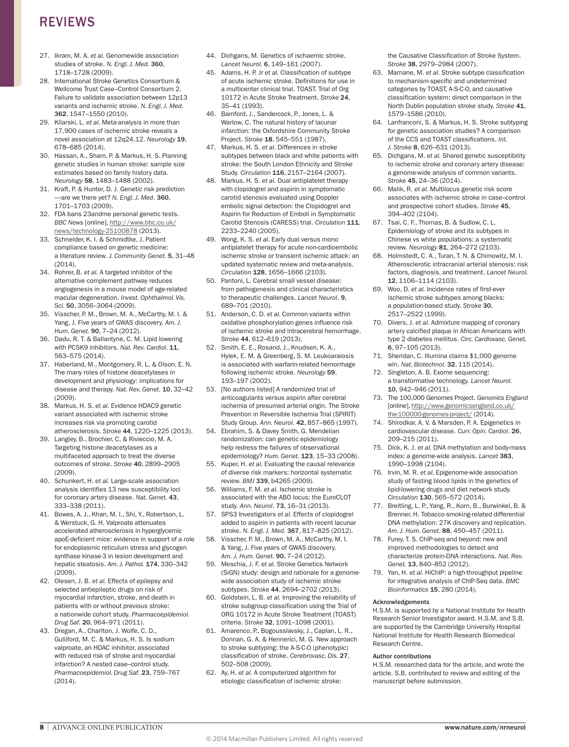27. Ikram, M. A. *et al.* Genomewide association studies of stroke. *N. Engl. J. Med.* **360**, 1718–1728 (2009).
28. International Stroke Genetics Consortium & Wellcome Trust Case–Control Consortium 2. Failure to validate association between 12p13 variants and ischemic stroke. *N. Engl. J. Med.* **362**, 1547–1550 (2010).
29. Kilarski, L. *et al.* Meta-analysis in more than 17,900 cases of ischemic stroke reveals a novel association at 12q24.12. *Neurology* **19**, 678–685 (2014).
30. Hassan, A., Sham, P. & Markus, H. S. Planning genetic studies in human stroke: sample size estimates based on family history data. *Neurology* **58**, 1483–1488 (2002).
31. Kraft, P. & Hunter, D. J. Genetic risk prediction —are we there yet? *N. Engl. J. Med*. **360**, 1701–1703 (2009).
32. FDA bans 23andme personal genetic tests. *BBC News* [online], http://www.bbc.co.uk/news/technology-25100878 (2013).
33. Schneider, K. I. & Schmidtke, J. Patient compliance based on genetic medicine: a literature review. *J. Community Genet.* **5**, 31–48 (2014).
34. Rohrer, B. *et al.* A targeted inhibitor of the alternative complement pathway reduces angiogenesis in a mouse model of age-related macular degeneration. *Invest. Ophthalmol. Vis. Sci.* **50**, 3056–3064 (2009).
35. Visscher, P. M., Brown, M. A., McCarthy, M. I. & Yang, J. Five years of GWAS discovery. *Am. J. Hum. Genet.* **90**, 7–24 (2012).
36. Dadu, R. T. & Ballantyne, C. M. Lipid lowering with PCSK9 inhibitors. *Nat. Rev. Cardiol.* **11**, 563–575 (2014).
37. Haberland, M., Montgomery, R. L. & Olson, E. N. The many roles of histone deacetylases in development and physiology: implications for disease and therapy. *Nat. Rev. Genet.* **10**, 32–42 (2009).
38. Markus, H. S. *et al.* Evidence HDAC9 genetic variant associated with ischemic stroke increases risk via promoting carotid atherosclerosis. *Stroke* **44**, 1220–1225 (2013).
39. Langley, B., Brochier, C. & Rivieccio, M. A. Targeting histone deacetylases as a multifaceted approach to treat the diverse outcomes of stroke. *Stroke* **40**, 2899–2905 (2009).
40. Schunkert, H. *et al.* Large-scale association analysis identifies 13 new susceptibility loci for coronary artery disease. *Nat. Genet.* **43**, 333–338 (2011).
41. Bowes, A. J., Khan, M. I., Shi, Y., Robertson, L. & Werstuck, G. H. Valproate attenuates accelerated atherosclerosis in hyperglycemic apoE-deficient mice: evidence in support of a role for endoplasmic reticulum stress and glycogen synthase kinase-3 in lesion development and hepatic steatosis. *Am. J. Pathol.* **174**, 330–342 (2009).
42. Olesen, J. B. *et al.* Effects of epilepsy and selected antiepileptic drugs on risk of myocardial infarction, stroke, and death in patients with or without previous stroke: a nationwide cohort study. *Pharmacoepidemiol. Drug Saf.* **20**, 964–971 (2011).
43. Dregan, A., Charlton, J. Wolfe, C. D., Gulliford, M. C. & Markus, H. S. Is sodium valproate, an HDAC inhibitor, associated with reduced risk of stroke and myocardial infarction? A nested case–control study. *Pharmacoepidemiol. Drug Saf.* **23**, 759–767 (2014).
44. Dichgans, M. Genetics of ischaemic stroke. *Lancet Neurol.* **6**, 149–161 (2007).
45. Adams, H. P. Jr *et al.* Classification of subtype of acute ischemic stroke. Definitions for use in a multicenter clinical trial. TOAST. Trial of Org 10172 in Acute Stroke Treatment. *Stroke* **24**, 35–41 (1993).
46. Bamford, J., Sandercock, P., Jones, L. & Warlow, C. The natural history of lacunar infarction: the Oxfordshire Community Stroke Project. *Stroke* **18**, 545–551 (1987).
47. Markus, H. S. *et al.* Differences in stroke subtypes between black and white patients with stroke: the South London Ethnicity and Stroke Study. *Circulation* **116**, 2157–2164 (2007).
48. Markus, H. S. *et al.* Dual antiplatelet therapy with clopidogrel and aspirin in symptomatic carotid stenosis evaluated using Doppler embolic signal detection: the Clopidogrel and Aspirin for Reduction of Emboli in Symptomatic Carotid Stenosis (CARESS) trial. *Circulation* **111**, 2233–2240 (2005).
49. Wong, K. S. *et al.* Early dual versus mono antiplatelet therapy for acute non-cardioembolic ischemic stroke or transient ischemic attack: an updated systematic review and meta-analysis. *Circulation* **128**, 1656–1666 (2103).
50. Pantoni, L. Cerebral small vessel disease: from pathogenesis and clinical characteristics to therapeutic challenges. *Lancet Neurol*. **9**, 689–701 (2010).
51. Anderson, C. D. *et al.* Common variants within oxidative phosphorylation genes influence risk of ischemic stroke and intracerebral hemorrhage. *Stroke* **44**, 612–619 (2013).
52. Smith, E. E., Rosand, J., Knudsen, K. A., Hylek, E. M. & Greenberg, S. M. Leukoaraiosis is associated with warfarin-related hemorrhage following ischemic stroke. *Neurology* **59**, 193–197 (2002).
53. [No authors listed] A randomized trial of anticoagulants versus aspirin after cerebral ischemia of presumed arterial origin. The Stroke Prevention in Reversible Ischemia Trial (SPIRIT) Study Group. *Ann. Neurol*. **42**, 857–865 (1997).
54. Ebrahim, S. & Davey Smith, G. Mendelian randomization: can genetic epidemiology help redress the failures of observational epidemiology? *Hum. Genet.* **123**, 15–33 (2008).
55. Kuper, H. *et al.* Evaluating the causal relevance of diverse risk markers: horizontal systematic review. *BMJ* **339**, b4265 (2009).
56. Williams, F. M. *et al.* Ischemic stroke is associated with the ABO locus: the EuroCLOT study. *Ann. Neurol*. **73**, 16–31 (2013).
57. SPS3 Investigators *et al.* Effects of clopidogrel added to aspirin in patients with recent lacunar stroke. *N. Engl. J. Med.* **367**, 817–825 (2012).
58. Visscher, P. M., Brown, M. A., McCarthy, M. I. & Yang, J. Five years of GWAS discovery. *Am. J. Hum. Genet.* **90**, 7–24 (2012).
59. Meschia, J. F. *et al.* Stroke Genetics Network (SiGN) study: design and rationale for a genome-wide association study of ischemic stroke subtypes. *Stroke* **44**, 2694–2702 (2013).
60. Goldstein, L. B. *et al.* Improving the reliability of stroke subgroup classification using the Trial of ORG 10172 in Acute Stroke Treatment (TOAST) criteria. *Stroke* **32**, 1091–1098 (2001).
61. Amarenco, P., Bogousslavsky, J., Caplan, L. R., Donnan, G. A. & Hennerici, M. G. New approach to stroke subtyping: the A-S-C-O (phenotypic) classification of stroke. *Cerebrovasc. Dis.* **27**, 502–508 (2009).
62. Ay, H. *et al.* A computerized algorithm for etiologic classification of ischemic stroke: the Causative Classification of Stroke System. *Stroke* **38**, 2979–2984 (2007).
63. Marnane, M. *et al.* Stroke subtype classification to mechanism-specific and undetermined categories by TOAST, A-S-C-O, and causative classification system: direct comparison in the North Dublin population stroke study. *Stroke* **41**, 1579–1586 (2010).
64. Lanfranconi, S. & Markus, H. S. Stroke subtyping for genetic association studies? A comparison of the CCS and TOAST classifications. *Int. J. Stroke* **8**, 626–631 (2013).
65. Dichgans, M. *et al.* Shared genetic susceptibility to ischemic stroke and coronary artery disease: a genome-wide analysis of common variants. *Stroke* **45**, 24–36 (2014).
66. Malik, R. *et al.* Multilocus genetic risk score associates with ischemic stroke in case–control and prospective cohort studies. *Stroke* **45**, 394–402 (2104).
67. Tsai, C. F., Thomas, B. & Sudlow, C. L. Epidemiology of stroke and its subtypes in Chinese vs white populations: a systematic review. *Neurology* **81**, 264–272 (2103).
68. Holmstedt, C. A., Turan, T. N. & Chimowitz, M. I. Atherosclerotic intracranial arterial stenosis: risk factors, diagnosis, and treatment. *Lancet Neurol.* **12**, 1106–1114 (2103).
69. Woo, D. *et al.* Incidence rates of first-ever ischemic stroke subtypes among blacks: a population-based study. *Stroke* **30**, 2517–2522 (1999).
70. Divers, J. *et al.* Admixture mapping of coronary artery calcified plaque in African Americans with type 2 diabetes mellitus. *Circ. Cardiovasc. Genet.* **6**, 97–105 (2013).
71. Sheridan, C. Illumina claims $1,000 genome win. *Nat. Biotechnol.* **32**, 115 (2014).
72. Singleton, A. B. Exome sequencing: a transformative technology. *Lancet Neurol.* **10**, 942–946 (2011).
73. The 100,000 Genomes Project. *Genomics England* [online], http://www.genomicsengland.co.uk/the-100000-genomes-project/ (2014).
74. Shirodkar, A. V. & Marsden, P. A. Epigenetics in cardiovascular disease. *Curr. Opin. Cardiol*. **26**, 209–215 (2011).
75. Dick, K. J. *et al.* DNA methylation and body-mass index: a genome-wide analysis. *Lancet* **383**, 1990–1998 (2104).
76. Irvin, M. R. *et al.* Epigenome-wide association study of fasting blood lipids in the genetics of lipid-lowering drugs and diet network study. *Circulation* **130**, 565–572 (2014).
77. Breitling, L. P., Yang, R., Korn, B., Burwinkel, B. & Brenner, H. Tobacco-smoking-related differential DNA methylation: 27K discovery and replication. *Am. J. Hum. Genet.* **88**, 450–457 (2011).
78. Furey, T. S. ChIP-seq and beyond: new and improved methodologies to detect and characterize protein-DNA interactions. *Nat. Rev. Genet.* **13**, 840–852 (2012).
79. Yan, H. *et al.* HiChIP: a high-throughput pipeline for integrative analysis of ChIP-Seq data. *BMC Bioinformatics* **15**, 280 (2014).

#### Acknowledgements

H.S.M. is supported by a National Institute for Health Research Senior Investigator award. H.S.M. and S.B. are supported by the Cambridge University Hospital National Institute for Health Research Biomedical Research Centre.

#### Author contributions

H.S.M. researched data for the article, and wrote the article. S.B. contributed to review and editing of the manuscript before submission.